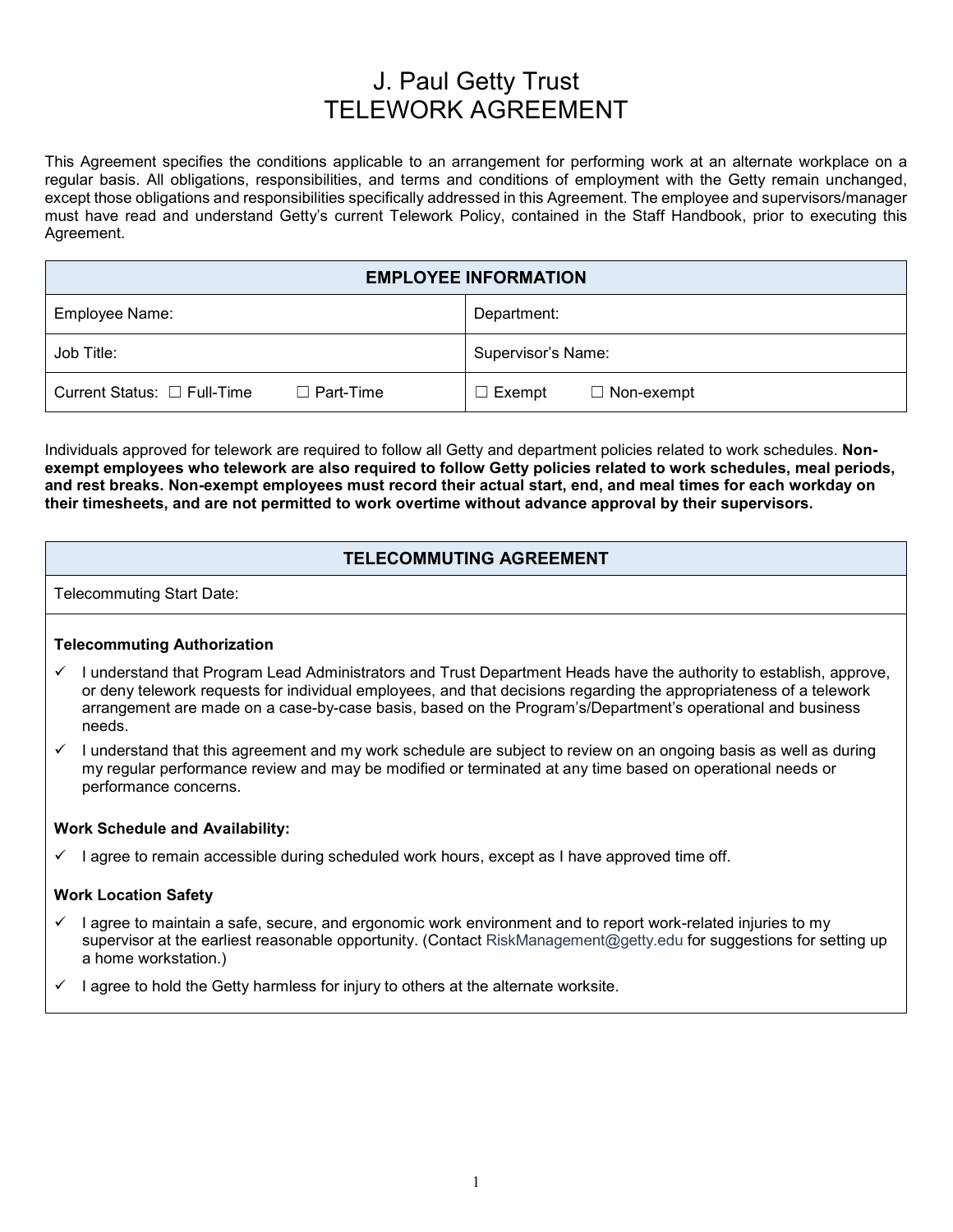# J. Paul Getty Trust
# TELEWORK AGREEMENT

This Agreement specifies the conditions applicable to an arrangement for performing work at an alternate workplace on a regular basis. All obligations, responsibilities, and terms and conditions of employment with the Getty remain unchanged, except those obligations and responsibilities specifically addressed in this Agreement. The employee and supervisors/manager must have read and understand Getty's current Telework Policy, contained in the Staff Handbook, prior to executing this Agreement.

| EMPLOYEE INFORMATION | |
|---|---|
| Employee Name: | Department: |
| Job Title: | Supervisor's Name: |
| Current Status: ☐ Full-Time ☐ Part-Time | ☐ Exempt ☐ Non-exempt |

Individuals approved for telework are required to follow all Getty and department policies related to work schedules. **Non-exempt employees who telework are also required to follow Getty policies related to work schedules, meal periods, and rest breaks. Non-exempt employees must record their actual start, end, and meal times for each workday on their timesheets, and are not permitted to work overtime without advance approval by their supervisors.**

## TELECOMMUTING AGREEMENT

Telecommuting Start Date:

**Telecommuting Authorization**

- ✓ I understand that Program Lead Administrators and Trust Department Heads have the authority to establish, approve, or deny telework requests for individual employees, and that decisions regarding the appropriateness of a telework arrangement are made on a case-by-case basis, based on the Program's/Department's operational and business needs.
- ✓ I understand that this agreement and my work schedule are subject to review on an ongoing basis as well as during my regular performance review and may be modified or terminated at any time based on operational needs or performance concerns.

**Work Schedule and Availability:**

- ✓ I agree to remain accessible during scheduled work hours, except as I have approved time off.

**Work Location Safety**

- ✓ I agree to maintain a safe, secure, and ergonomic work environment and to report work-related injuries to my supervisor at the earliest reasonable opportunity. (Contact RiskManagement@getty.edu for suggestions for setting up a home workstation.)
- ✓ I agree to hold the Getty harmless for injury to others at the alternate worksite.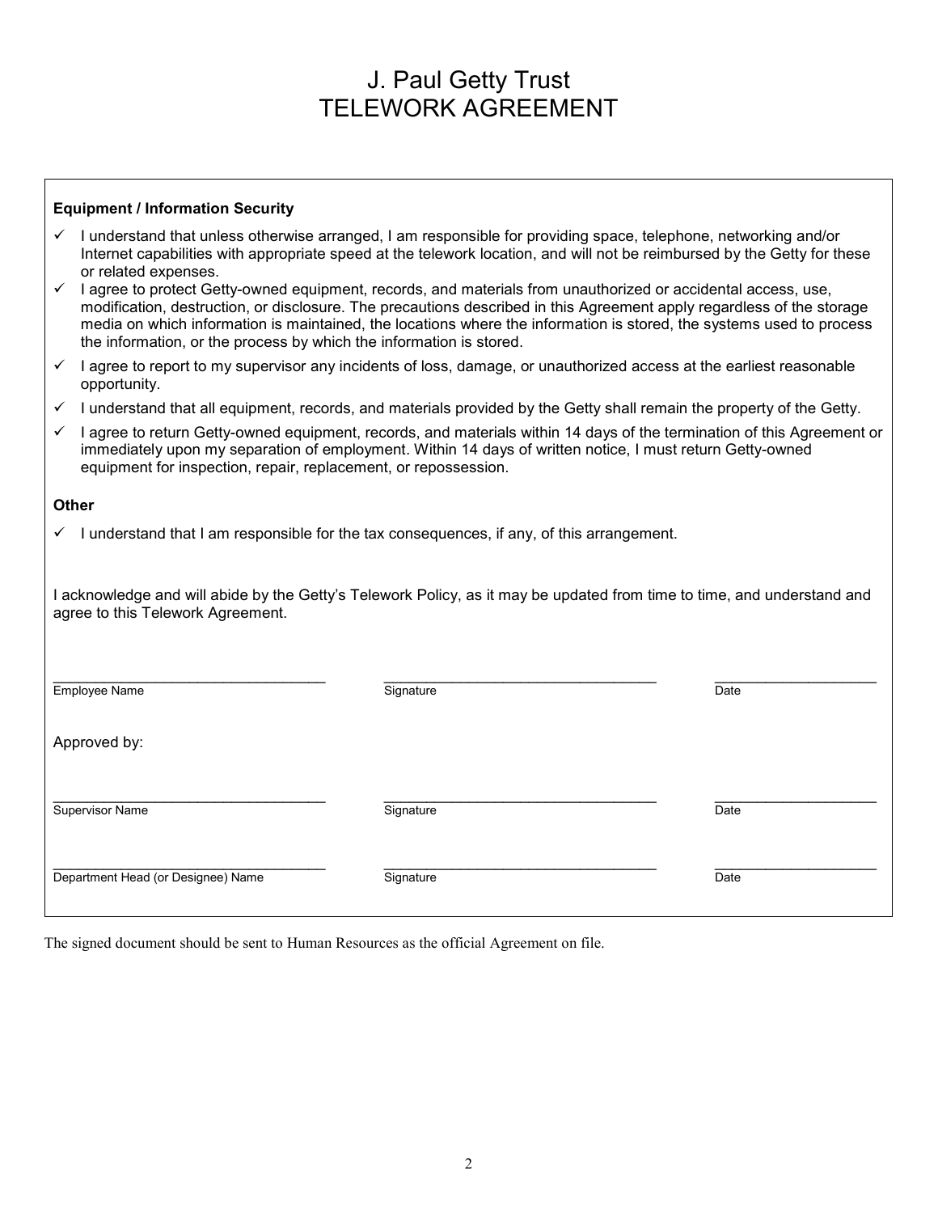# J. Paul Getty Trust
# TELEWORK AGREEMENT

**Equipment / Information Security**

- ✓ I understand that unless otherwise arranged, I am responsible for providing space, telephone, networking and/or Internet capabilities with appropriate speed at the telework location, and will not be reimbursed by the Getty for these or related expenses.
- ✓ I agree to protect Getty-owned equipment, records, and materials from unauthorized or accidental access, use, modification, destruction, or disclosure. The precautions described in this Agreement apply regardless of the storage media on which information is maintained, the locations where the information is stored, the systems used to process the information, or the process by which the information is stored.
- ✓ I agree to report to my supervisor any incidents of loss, damage, or unauthorized access at the earliest reasonable opportunity.
- ✓ I understand that all equipment, records, and materials provided by the Getty shall remain the property of the Getty.
- ✓ I agree to return Getty-owned equipment, records, and materials within 14 days of the termination of this Agreement or immediately upon my separation of employment. Within 14 days of written notice, I must return Getty-owned equipment for inspection, repair, replacement, or repossession.

**Other**

- ✓ I understand that I am responsible for the tax consequences, if any, of this arrangement.

I acknowledge and will abide by the Getty's Telework Policy, as it may be updated from time to time, and understand and agree to this Telework Agreement.

| | | |
|---|---|---|
| ______________________ | ______________________ | ______________ |
| Employee Name | Signature | Date |

Approved by:

| | | |
|---|---|---|
| ______________________ | ______________________ | ______________ |
| Supervisor Name | Signature | Date |
| ______________________ | ______________________ | ______________ |
| Department Head (or Designee) Name | Signature | Date |

The signed document should be sent to Human Resources as the official Agreement on file.